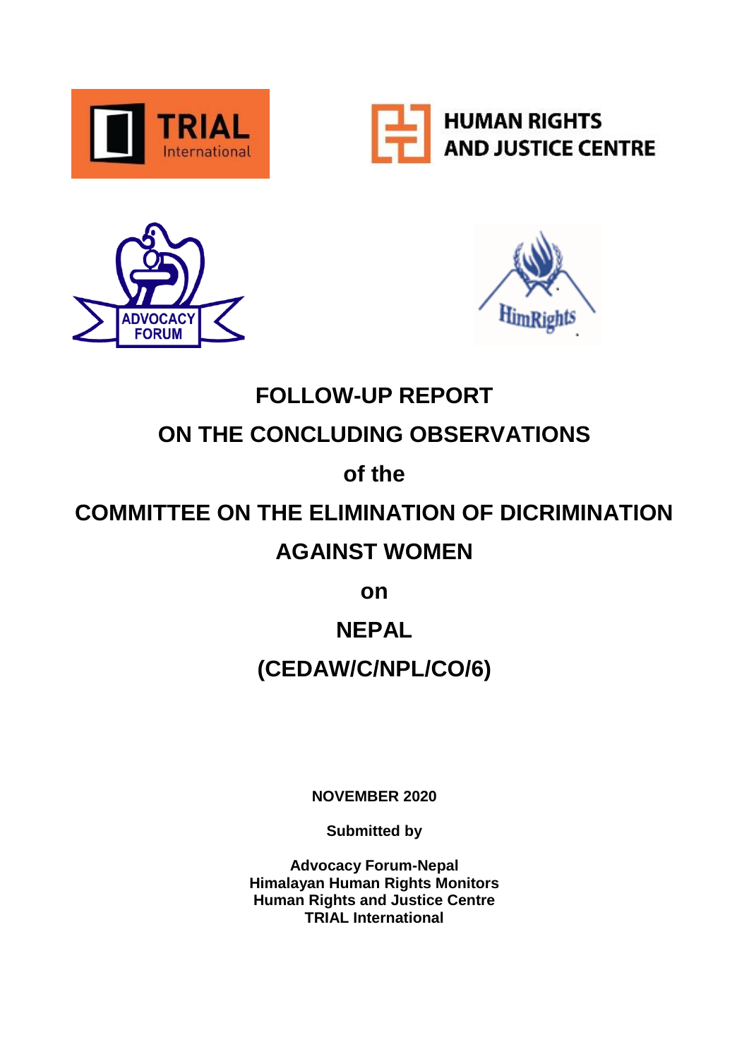# FOLLOW-UP REPORT

# ON THE CONCLUDING OBSERVATIONS

# of the

# COMMITTEE ON THE ELIMINATION OF DICRIMINATION AGAINST WOMEN

# on

# NEPAL

# (CEDAW/C/NPL/CO/6)

**NOVEMBER 2020**

**Submitted by**

**Advocacy Forum-Nepal**
**Himalayan Human Rights Monitors**
**Human Rights and Justice Centre**
**TRIAL International**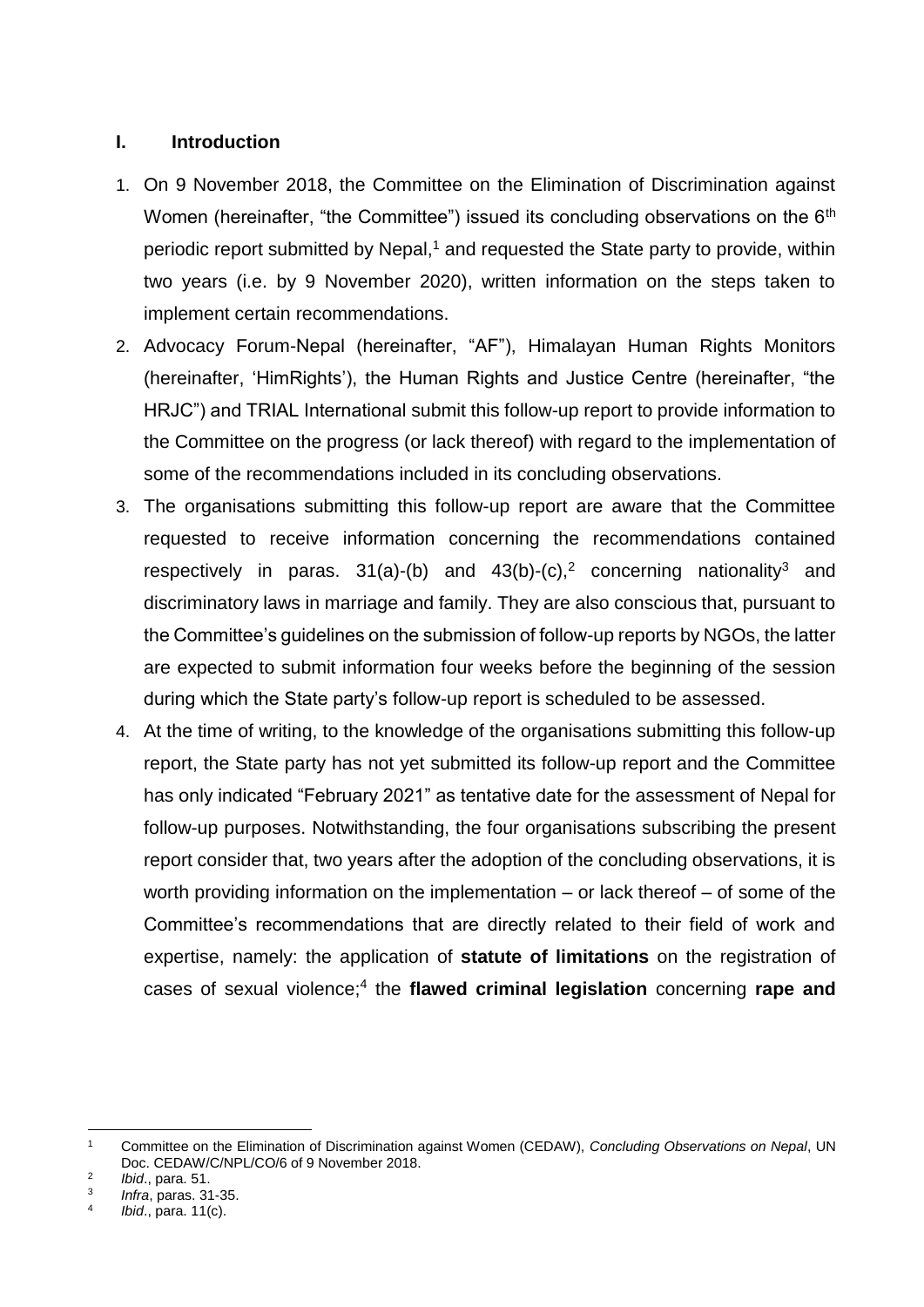## I. Introduction

1. On 9 November 2018, the Committee on the Elimination of Discrimination against Women (hereinafter, "the Committee") issued its concluding observations on the 6th periodic report submitted by Nepal,[1] and requested the State party to provide, within two years (i.e. by 9 November 2020), written information on the steps taken to implement certain recommendations.
2. Advocacy Forum-Nepal (hereinafter, "AF"), Himalayan Human Rights Monitors (hereinafter, 'HimRights'), the Human Rights and Justice Centre (hereinafter, "the HRJC") and TRIAL International submit this follow-up report to provide information to the Committee on the progress (or lack thereof) with regard to the implementation of some of the recommendations included in its concluding observations.
3. The organisations submitting this follow-up report are aware that the Committee requested to receive information concerning the recommendations contained respectively in paras. 31(a)-(b) and 43(b)-(c),[2] concerning nationality[3] and discriminatory laws in marriage and family. They are also conscious that, pursuant to the Committee's guidelines on the submission of follow-up reports by NGOs, the latter are expected to submit information four weeks before the beginning of the session during which the State party's follow-up report is scheduled to be assessed.
4. At the time of writing, to the knowledge of the organisations submitting this follow-up report, the State party has not yet submitted its follow-up report and the Committee has only indicated "February 2021" as tentative date for the assessment of Nepal for follow-up purposes. Notwithstanding, the four organisations subscribing the present report consider that, two years after the adoption of the concluding observations, it is worth providing information on the implementation – or lack thereof – of some of the Committee's recommendations that are directly related to their field of work and expertise, namely: the application of **statute of limitations** on the registration of cases of sexual violence;[4] the **flawed criminal legislation** concerning **rape and**

---

[1] Committee on the Elimination of Discrimination against Women (CEDAW), *Concluding Observations on Nepal*, UN Doc. CEDAW/C/NPL/CO/6 of 9 November 2018.

[2] *Ibid*., para. 51.

[3] *Infra*, paras. 31-35.

[4] *Ibid*., para. 11(c).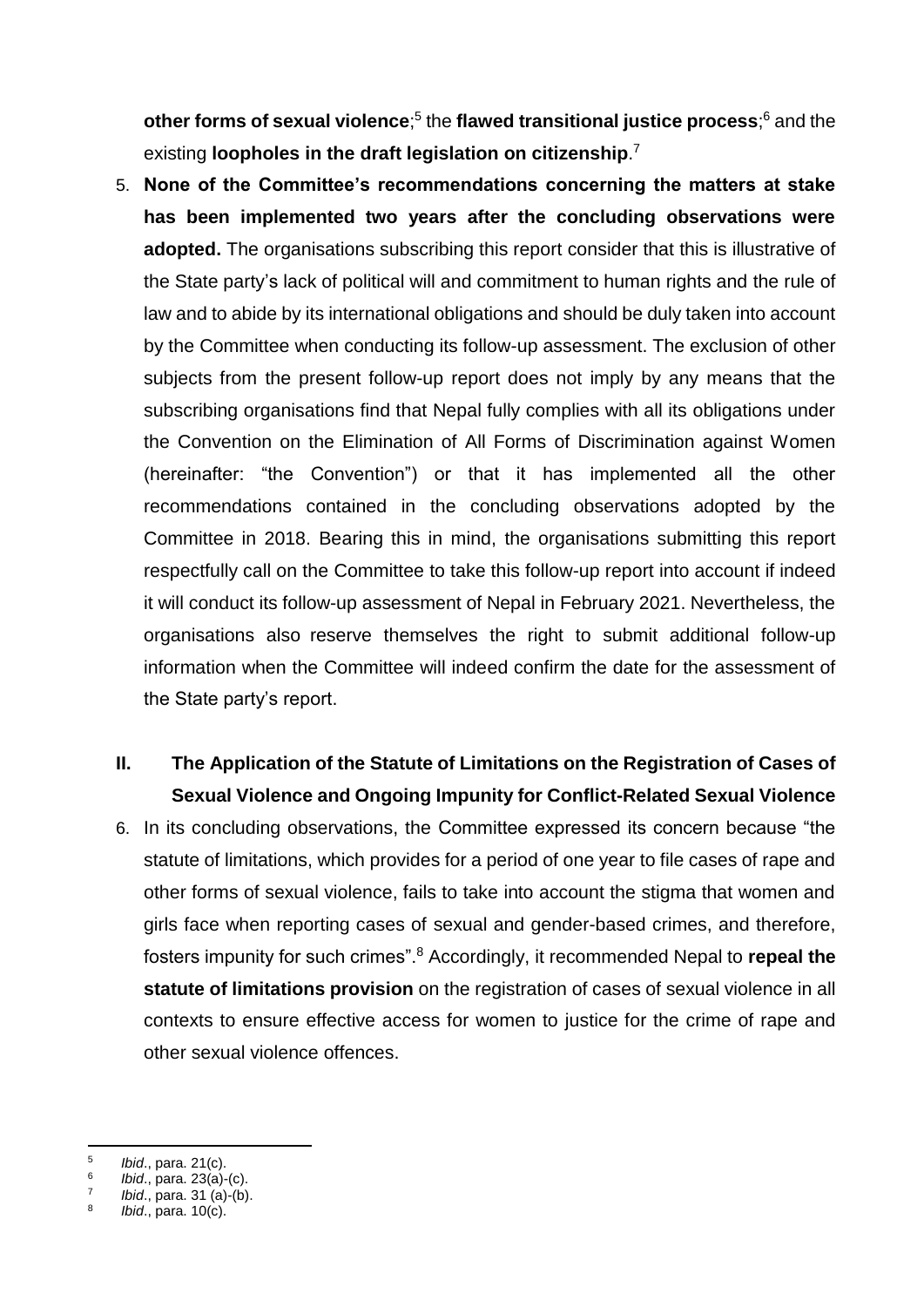**other forms of sexual violence**;[5] the **flawed transitional justice process**;[6] and the existing **loopholes in the draft legislation on citizenship**.[7]

5. **None of the Committee's recommendations concerning the matters at stake has been implemented two years after the concluding observations were adopted.** The organisations subscribing this report consider that this is illustrative of the State party's lack of political will and commitment to human rights and the rule of law and to abide by its international obligations and should be duly taken into account by the Committee when conducting its follow-up assessment. The exclusion of other subjects from the present follow-up report does not imply by any means that the subscribing organisations find that Nepal fully complies with all its obligations under the Convention on the Elimination of All Forms of Discrimination against Women (hereinafter: "the Convention") or that it has implemented all the other recommendations contained in the concluding observations adopted by the Committee in 2018. Bearing this in mind, the organisations submitting this report respectfully call on the Committee to take this follow-up report into account if indeed it will conduct its follow-up assessment of Nepal in February 2021. Nevertheless, the organisations also reserve themselves the right to submit additional follow-up information when the Committee will indeed confirm the date for the assessment of the State party's report.

## II. The Application of the Statute of Limitations on the Registration of Cases of Sexual Violence and Ongoing Impunity for Conflict-Related Sexual Violence

6. In its concluding observations, the Committee expressed its concern because "the statute of limitations, which provides for a period of one year to file cases of rape and other forms of sexual violence, fails to take into account the stigma that women and girls face when reporting cases of sexual and gender-based crimes, and therefore, fosters impunity for such crimes".[8] Accordingly, it recommended Nepal to **repeal the statute of limitations provision** on the registration of cases of sexual violence in all contexts to ensure effective access for women to justice for the crime of rape and other sexual violence offences.

---

[5] *Ibid*., para. 21(c).
[6] *Ibid*., para. 23(a)-(c).
[7] *Ibid*., para. 31 (a)-(b).
[8] *Ibid*., para. 10(c).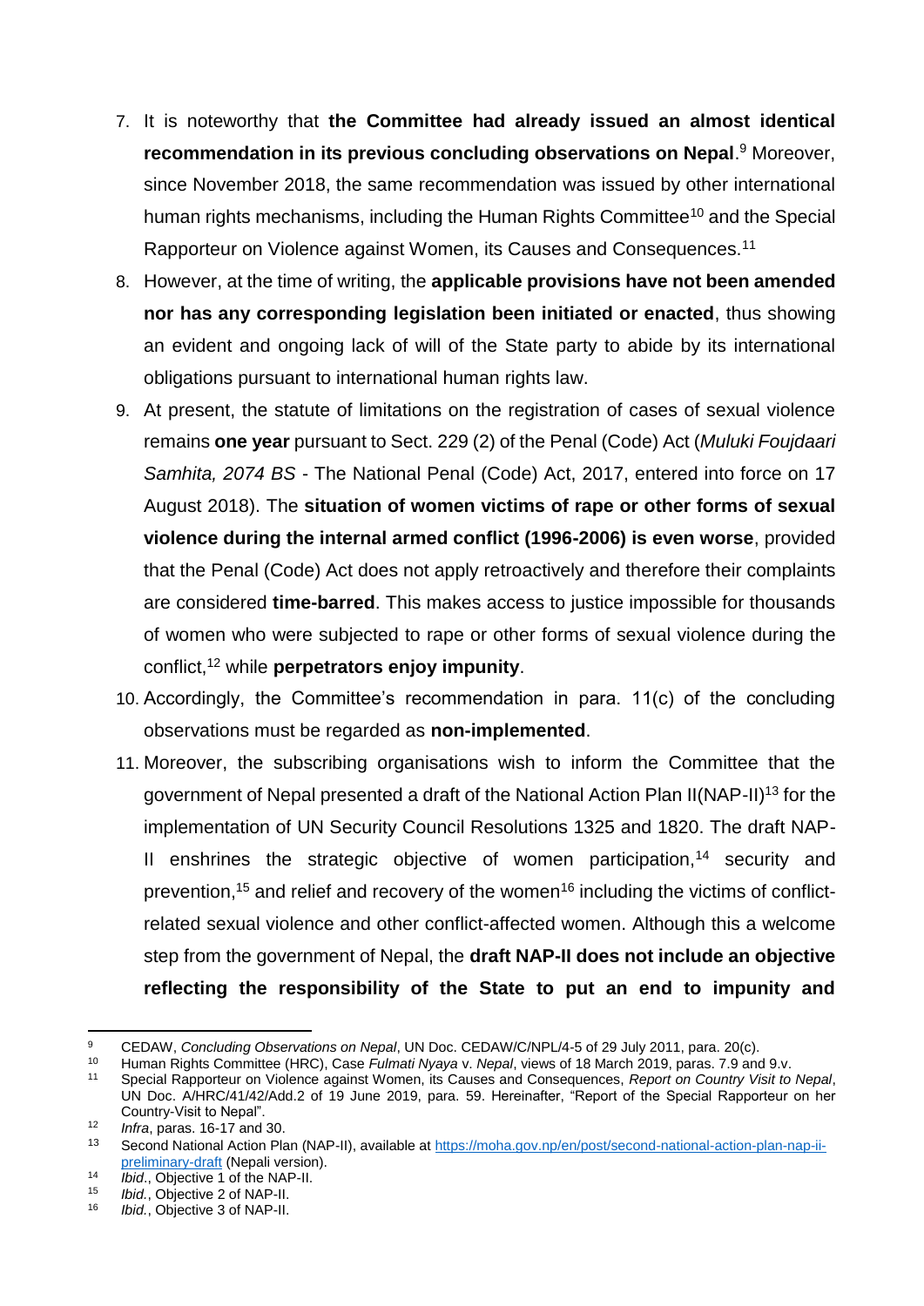7. It is noteworthy that **the Committee had already issued an almost identical recommendation in its previous concluding observations on Nepal**.[9] Moreover, since November 2018, the same recommendation was issued by other international human rights mechanisms, including the Human Rights Committee[10] and the Special Rapporteur on Violence against Women, its Causes and Consequences.[11]

8. However, at the time of writing, the **applicable provisions have not been amended nor has any corresponding legislation been initiated or enacted**, thus showing an evident and ongoing lack of will of the State party to abide by its international obligations pursuant to international human rights law.

9. At present, the statute of limitations on the registration of cases of sexual violence remains **one year** pursuant to Sect. 229 (2) of the Penal (Code) Act (*Muluki Foujdaari Samhita, 2074 BS* - The National Penal (Code) Act, 2017, entered into force on 17 August 2018). The **situation of women victims of rape or other forms of sexual violence during the internal armed conflict (1996-2006) is even worse**, provided that the Penal (Code) Act does not apply retroactively and therefore their complaints are considered **time-barred**. This makes access to justice impossible for thousands of women who were subjected to rape or other forms of sexual violence during the conflict,[12] while **perpetrators enjoy impunity**.

10. Accordingly, the Committee's recommendation in para. 11(c) of the concluding observations must be regarded as **non-implemented**.

11. Moreover, the subscribing organisations wish to inform the Committee that the government of Nepal presented a draft of the National Action Plan II(NAP-II)[13] for the implementation of UN Security Council Resolutions 1325 and 1820. The draft NAP-II enshrines the strategic objective of women participation,[14] security and prevention,[15] and relief and recovery of the women[16] including the victims of conflict-related sexual violence and other conflict-affected women. Although this a welcome step from the government of Nepal, the **draft NAP-II does not include an objective reflecting the responsibility of the State to put an end to impunity and**

---

[9] CEDAW, *Concluding Observations on Nepal*, UN Doc. CEDAW/C/NPL/4-5 of 29 July 2011, para. 20(c).

[10] Human Rights Committee (HRC), Case *Fulmati Nyaya* v. *Nepal*, views of 18 March 2019, paras. 7.9 and 9.v.

[11] Special Rapporteur on Violence against Women, its Causes and Consequences, *Report on Country Visit to Nepal*, UN Doc. A/HRC/41/42/Add.2 of 19 June 2019, para. 59. Hereinafter, "Report of the Special Rapporteur on her Country-Visit to Nepal".

[12] *Infra*, paras. 16-17 and 30.

[13] Second National Action Plan (NAP-II), available at [https://moha.gov.np/en/post/second-national-action-plan-nap-ii-preliminary-draft](https://moha.gov.np/en/post/second-national-action-plan-nap-ii-preliminary-draft) (Nepali version).

[14] *Ibid.*, Objective 1 of the NAP-II.

[15] *Ibid.*, Objective 2 of NAP-II.

[16] *Ibid.*, Objective 3 of NAP-II.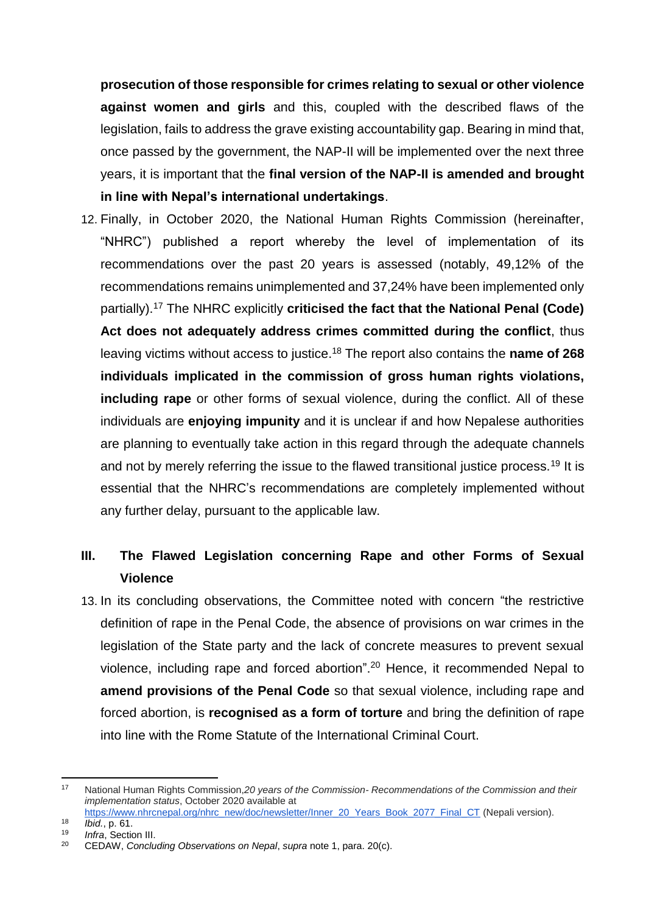**prosecution of those responsible for crimes relating to sexual or other violence against women and girls** and this, coupled with the described flaws of the legislation, fails to address the grave existing accountability gap. Bearing in mind that, once passed by the government, the NAP-II will be implemented over the next three years, it is important that the **final version of the NAP-II is amended and brought in line with Nepal's international undertakings**.

12. Finally, in October 2020, the National Human Rights Commission (hereinafter, "NHRC") published a report whereby the level of implementation of its recommendations over the past 20 years is assessed (notably, 49,12% of the recommendations remains unimplemented and 37,24% have been implemented only partially).[17] The NHRC explicitly **criticised the fact that the National Penal (Code) Act does not adequately address crimes committed during the conflict**, thus leaving victims without access to justice.[18] The report also contains the **name of 268 individuals implicated in the commission of gross human rights violations, including rape** or other forms of sexual violence, during the conflict. All of these individuals are **enjoying impunity** and it is unclear if and how Nepalese authorities are planning to eventually take action in this regard through the adequate channels and not by merely referring the issue to the flawed transitional justice process.[19] It is essential that the NHRC's recommendations are completely implemented without any further delay, pursuant to the applicable law.

## III. The Flawed Legislation concerning Rape and other Forms of Sexual Violence

13. In its concluding observations, the Committee noted with concern "the restrictive definition of rape in the Penal Code, the absence of provisions on war crimes in the legislation of the State party and the lack of concrete measures to prevent sexual violence, including rape and forced abortion".[20] Hence, it recommended Nepal to **amend provisions of the Penal Code** so that sexual violence, including rape and forced abortion, is **recognised as a form of torture** and bring the definition of rape into line with the Rome Statute of the International Criminal Court.

---

[17] National Human Rights Commission, *20 years of the Commission- Recommendations of the Commission and their implementation status*, October 2020 available at https://www.nhrcnepal.org/nhrc_new/doc/newsletter/Inner_20_Years_Book_2077_Final_CT (Nepali version).

[18] *Ibid.*, p. 61.

[19] *Infra*, Section III.

[20] CEDAW, *Concluding Observations on Nepal*, *supra* note 1, para. 20(c).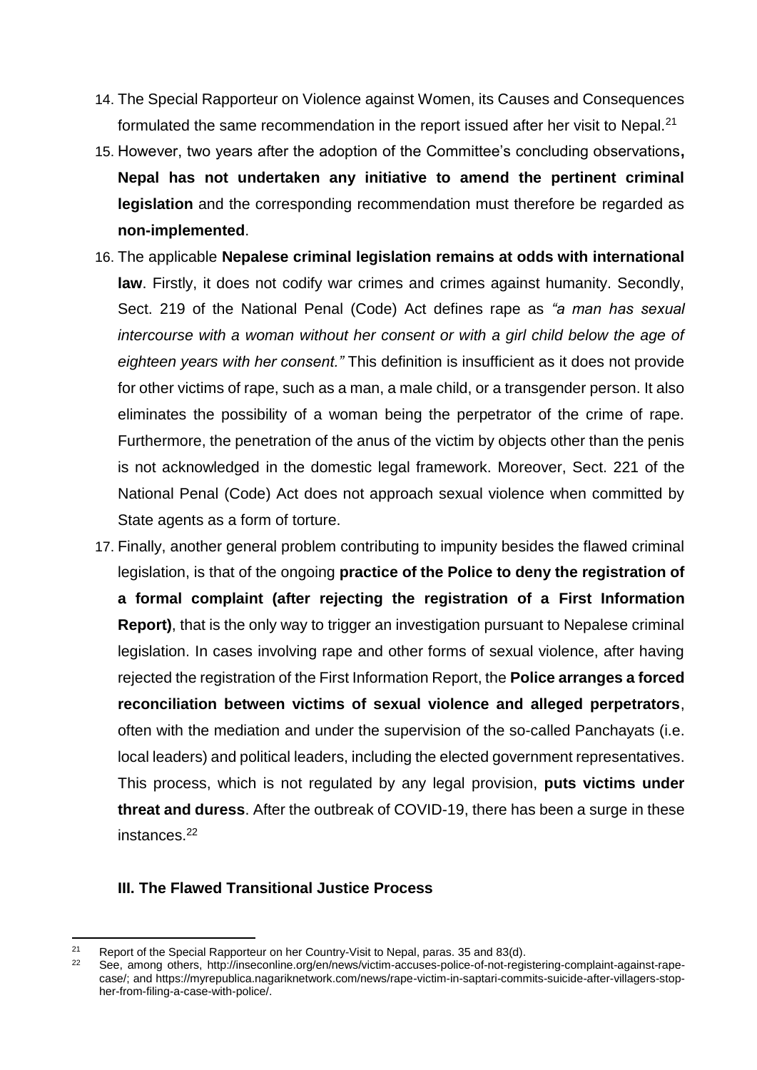14. The Special Rapporteur on Violence against Women, its Causes and Consequences formulated the same recommendation in the report issued after her visit to Nepal.[21]

15. However, two years after the adoption of the Committee's concluding observations**, Nepal has not undertaken any initiative to amend the pertinent criminal legislation** and the corresponding recommendation must therefore be regarded as **non-implemented**.

16. The applicable **Nepalese criminal legislation remains at odds with international law**. Firstly, it does not codify war crimes and crimes against humanity. Secondly, Sect. 219 of the National Penal (Code) Act defines rape as *"a man has sexual intercourse with a woman without her consent or with a girl child below the age of eighteen years with her consent."* This definition is insufficient as it does not provide for other victims of rape, such as a man, a male child, or a transgender person. It also eliminates the possibility of a woman being the perpetrator of the crime of rape. Furthermore, the penetration of the anus of the victim by objects other than the penis is not acknowledged in the domestic legal framework. Moreover, Sect. 221 of the National Penal (Code) Act does not approach sexual violence when committed by State agents as a form of torture.

17. Finally, another general problem contributing to impunity besides the flawed criminal legislation, is that of the ongoing **practice of the Police to deny the registration of a formal complaint (after rejecting the registration of a First Information Report)**, that is the only way to trigger an investigation pursuant to Nepalese criminal legislation. In cases involving rape and other forms of sexual violence, after having rejected the registration of the First Information Report, the **Police arranges a forced reconciliation between victims of sexual violence and alleged perpetrators**, often with the mediation and under the supervision of the so-called Panchayats (i.e. local leaders) and political leaders, including the elected government representatives. This process, which is not regulated by any legal provision, **puts victims under threat and duress**. After the outbreak of COVID-19, there has been a surge in these instances.[22]

### III. The Flawed Transitional Justice Process

---

[21] Report of the Special Rapporteur on her Country-Visit to Nepal, paras. 35 and 83(d).

[22] See, among others, http://inseconline.org/en/news/victim-accuses-police-of-not-registering-complaint-against-rape-case/; and https://myrepublica.nagariknetwork.com/news/rape-victim-in-saptari-commits-suicide-after-villagers-stop-her-from-filing-a-case-with-police/.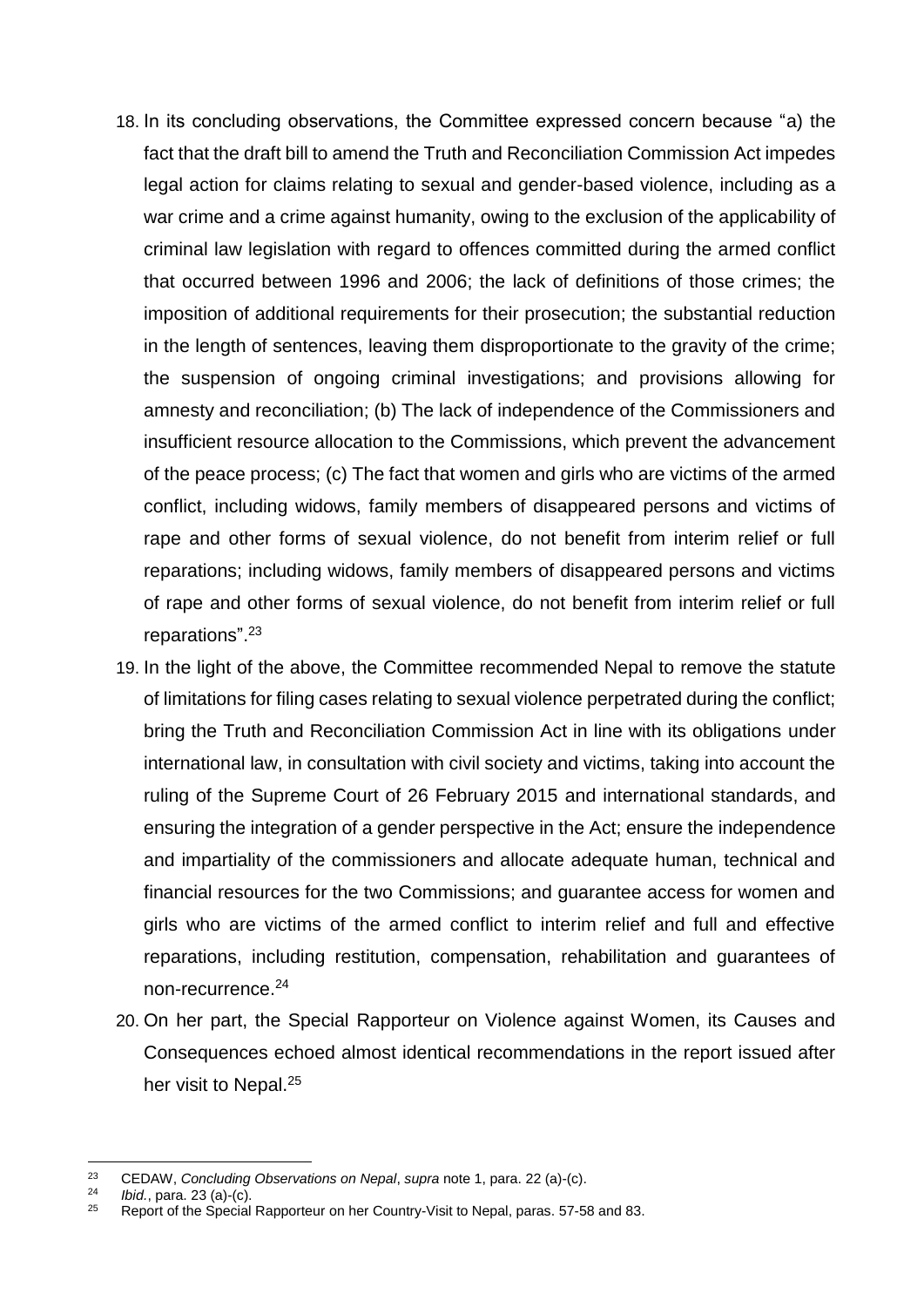18. In its concluding observations, the Committee expressed concern because "a) the fact that the draft bill to amend the Truth and Reconciliation Commission Act impedes legal action for claims relating to sexual and gender-based violence, including as a war crime and a crime against humanity, owing to the exclusion of the applicability of criminal law legislation with regard to offences committed during the armed conflict that occurred between 1996 and 2006; the lack of definitions of those crimes; the imposition of additional requirements for their prosecution; the substantial reduction in the length of sentences, leaving them disproportionate to the gravity of the crime; the suspension of ongoing criminal investigations; and provisions allowing for amnesty and reconciliation; (b) The lack of independence of the Commissioners and insufficient resource allocation to the Commissions, which prevent the advancement of the peace process; (c) The fact that women and girls who are victims of the armed conflict, including widows, family members of disappeared persons and victims of rape and other forms of sexual violence, do not benefit from interim relief or full reparations; including widows, family members of disappeared persons and victims of rape and other forms of sexual violence, do not benefit from interim relief or full reparations".[23]

19. In the light of the above, the Committee recommended Nepal to remove the statute of limitations for filing cases relating to sexual violence perpetrated during the conflict; bring the Truth and Reconciliation Commission Act in line with its obligations under international law, in consultation with civil society and victims, taking into account the ruling of the Supreme Court of 26 February 2015 and international standards, and ensuring the integration of a gender perspective in the Act; ensure the independence and impartiality of the commissioners and allocate adequate human, technical and financial resources for the two Commissions; and guarantee access for women and girls who are victims of the armed conflict to interim relief and full and effective reparations, including restitution, compensation, rehabilitation and guarantees of non-recurrence.[24]

20. On her part, the Special Rapporteur on Violence against Women, its Causes and Consequences echoed almost identical recommendations in the report issued after her visit to Nepal.[25]

---

[23] CEDAW, *Concluding Observations on Nepal*, *supra* note 1, para. 22 (a)-(c).

[24] *Ibid.*, para. 23 (a)-(c).

[25] Report of the Special Rapporteur on her Country-Visit to Nepal, paras. 57-58 and 83.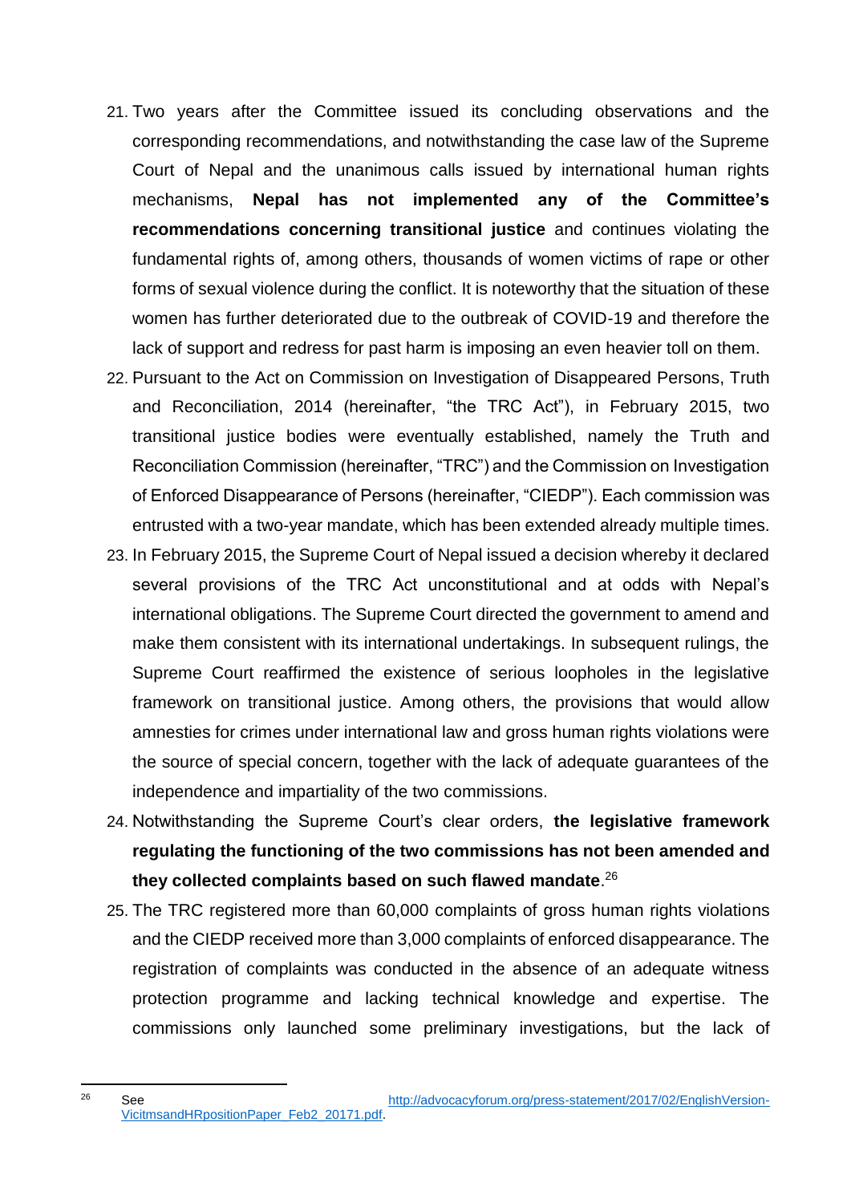21. Two years after the Committee issued its concluding observations and the corresponding recommendations, and notwithstanding the case law of the Supreme Court of Nepal and the unanimous calls issued by international human rights mechanisms, **Nepal has not implemented any of the Committee's recommendations concerning transitional justice** and continues violating the fundamental rights of, among others, thousands of women victims of rape or other forms of sexual violence during the conflict. It is noteworthy that the situation of these women has further deteriorated due to the outbreak of COVID-19 and therefore the lack of support and redress for past harm is imposing an even heavier toll on them.
22. Pursuant to the Act on Commission on Investigation of Disappeared Persons, Truth and Reconciliation, 2014 (hereinafter, "the TRC Act"), in February 2015, two transitional justice bodies were eventually established, namely the Truth and Reconciliation Commission (hereinafter, "TRC") and the Commission on Investigation of Enforced Disappearance of Persons (hereinafter, "CIEDP"). Each commission was entrusted with a two-year mandate, which has been extended already multiple times.
23. In February 2015, the Supreme Court of Nepal issued a decision whereby it declared several provisions of the TRC Act unconstitutional and at odds with Nepal's international obligations. The Supreme Court directed the government to amend and make them consistent with its international undertakings. In subsequent rulings, the Supreme Court reaffirmed the existence of serious loopholes in the legislative framework on transitional justice. Among others, the provisions that would allow amnesties for crimes under international law and gross human rights violations were the source of special concern, together with the lack of adequate guarantees of the independence and impartiality of the two commissions.
24. Notwithstanding the Supreme Court's clear orders, **the legislative framework regulating the functioning of the two commissions has not been amended and they collected complaints based on such flawed mandate**.[26]
25. The TRC registered more than 60,000 complaints of gross human rights violations and the CIEDP received more than 3,000 complaints of enforced disappearance. The registration of complaints was conducted in the absence of an adequate witness protection programme and lacking technical knowledge and expertise. The commissions only launched some preliminary investigations, but the lack of

---

[26] See http://advocacyforum.org/press-statement/2017/02/EnglishVersion-VicitmsandHRpositionPaper_Feb2_20171.pdf.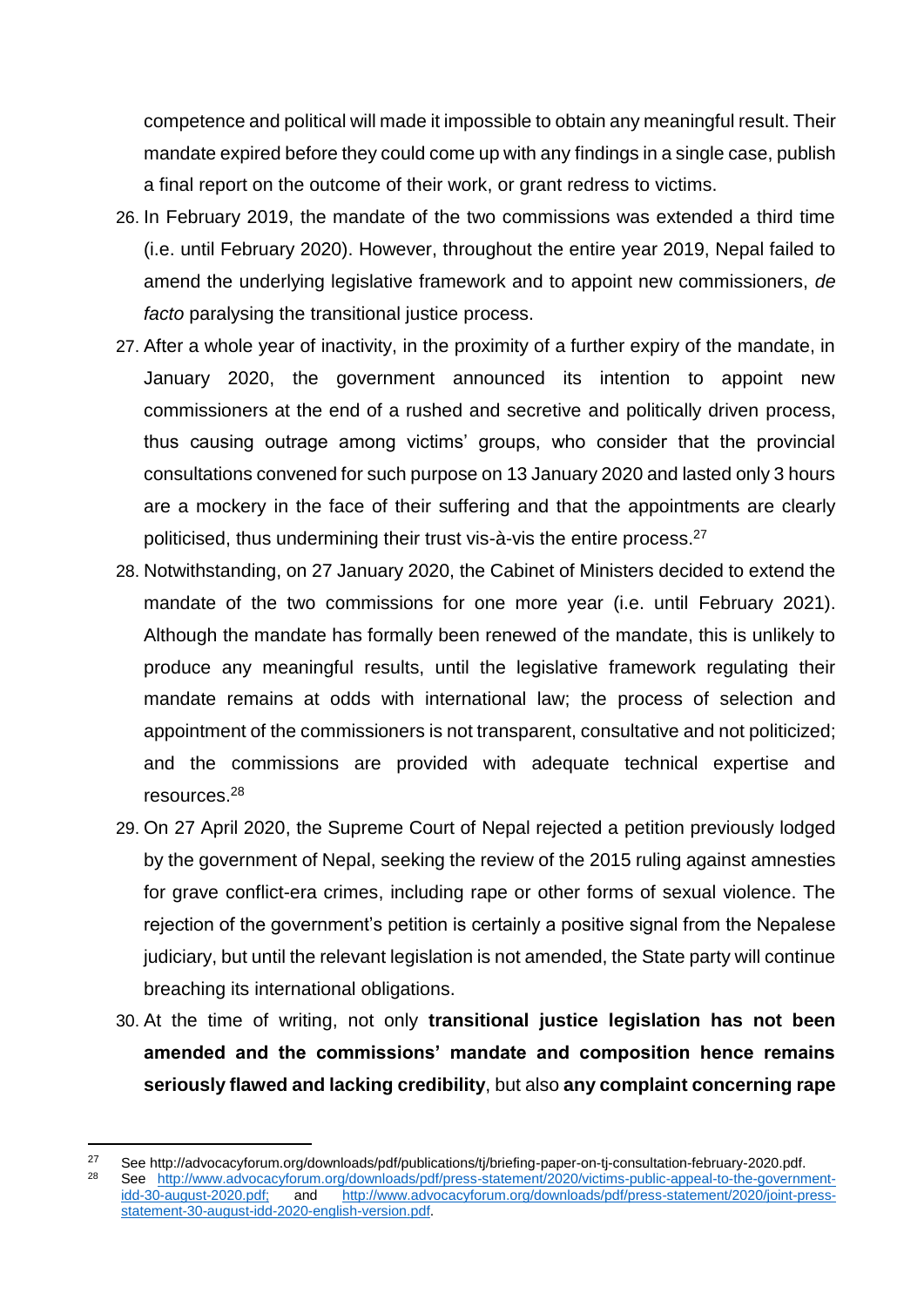competence and political will made it impossible to obtain any meaningful result. Their mandate expired before they could come up with any findings in a single case, publish a final report on the outcome of their work, or grant redress to victims.

26. In February 2019, the mandate of the two commissions was extended a third time (i.e. until February 2020). However, throughout the entire year 2019, Nepal failed to amend the underlying legislative framework and to appoint new commissioners, *de facto* paralysing the transitional justice process.

27. After a whole year of inactivity, in the proximity of a further expiry of the mandate, in January 2020, the government announced its intention to appoint new commissioners at the end of a rushed and secretive and politically driven process, thus causing outrage among victims' groups, who consider that the provincial consultations convened for such purpose on 13 January 2020 and lasted only 3 hours are a mockery in the face of their suffering and that the appointments are clearly politicised, thus undermining their trust vis-à-vis the entire process.[27]

28. Notwithstanding, on 27 January 2020, the Cabinet of Ministers decided to extend the mandate of the two commissions for one more year (i.e. until February 2021). Although the mandate has formally been renewed of the mandate, this is unlikely to produce any meaningful results, until the legislative framework regulating their mandate remains at odds with international law; the process of selection and appointment of the commissioners is not transparent, consultative and not politicized; and the commissions are provided with adequate technical expertise and resources.[28]

29. On 27 April 2020, the Supreme Court of Nepal rejected a petition previously lodged by the government of Nepal, seeking the review of the 2015 ruling against amnesties for grave conflict-era crimes, including rape or other forms of sexual violence. The rejection of the government's petition is certainly a positive signal from the Nepalese judiciary, but until the relevant legislation is not amended, the State party will continue breaching its international obligations.

30. At the time of writing, not only **transitional justice legislation has not been amended and the commissions' mandate and composition hence remains seriously flawed and lacking credibility**, but also **any complaint concerning rape**

---

[27] See http://advocacyforum.org/downloads/pdf/publications/tj/briefing-paper-on-tj-consultation-february-2020.pdf.

[28] See http://www.advocacyforum.org/downloads/pdf/press-statement/2020/victims-public-appeal-to-the-government-idd-30-august-2020.pdf; and http://www.advocacyforum.org/downloads/pdf/press-statement/2020/joint-press-statement-30-august-idd-2020-english-version.pdf.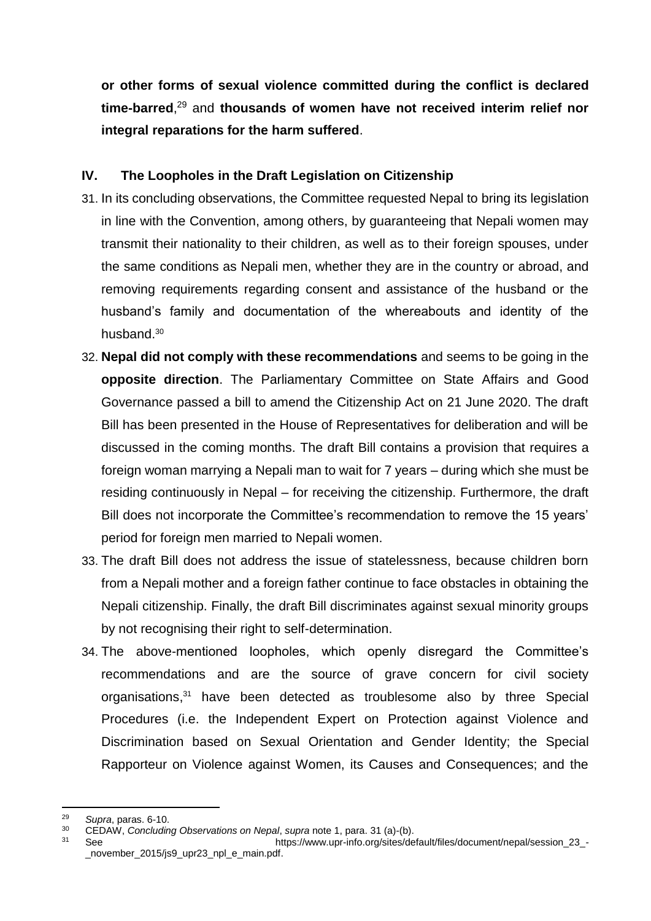**or other forms of sexual violence committed during the conflict is declared time-barred**,[29] and **thousands of women have not received interim relief nor integral reparations for the harm suffered**.

## IV. The Loopholes in the Draft Legislation on Citizenship

31. In its concluding observations, the Committee requested Nepal to bring its legislation in line with the Convention, among others, by guaranteeing that Nepali women may transmit their nationality to their children, as well as to their foreign spouses, under the same conditions as Nepali men, whether they are in the country or abroad, and removing requirements regarding consent and assistance of the husband or the husband's family and documentation of the whereabouts and identity of the husband.[30]

32. **Nepal did not comply with these recommendations** and seems to be going in the **opposite direction**. The Parliamentary Committee on State Affairs and Good Governance passed a bill to amend the Citizenship Act on 21 June 2020. The draft Bill has been presented in the House of Representatives for deliberation and will be discussed in the coming months. The draft Bill contains a provision that requires a foreign woman marrying a Nepali man to wait for 7 years – during which she must be residing continuously in Nepal – for receiving the citizenship. Furthermore, the draft Bill does not incorporate the Committee's recommendation to remove the 15 years' period for foreign men married to Nepali women.

33. The draft Bill does not address the issue of statelessness, because children born from a Nepali mother and a foreign father continue to face obstacles in obtaining the Nepali citizenship. Finally, the draft Bill discriminates against sexual minority groups by not recognising their right to self-determination.

34. The above-mentioned loopholes, which openly disregard the Committee's recommendations and are the source of grave concern for civil society organisations,[31] have been detected as troublesome also by three Special Procedures (i.e. the Independent Expert on Protection against Violence and Discrimination based on Sexual Orientation and Gender Identity; the Special Rapporteur on Violence against Women, its Causes and Consequences; and the

---

[29] *Supra*, paras. 6-10.

[30] CEDAW, *Concluding Observations on Nepal*, *supra* note 1, para. 31 (a)-(b).

[31] See https://www.upr-info.org/sites/default/files/document/nepal/session_23_-_november_2015/js9_upr23_npl_e_main.pdf.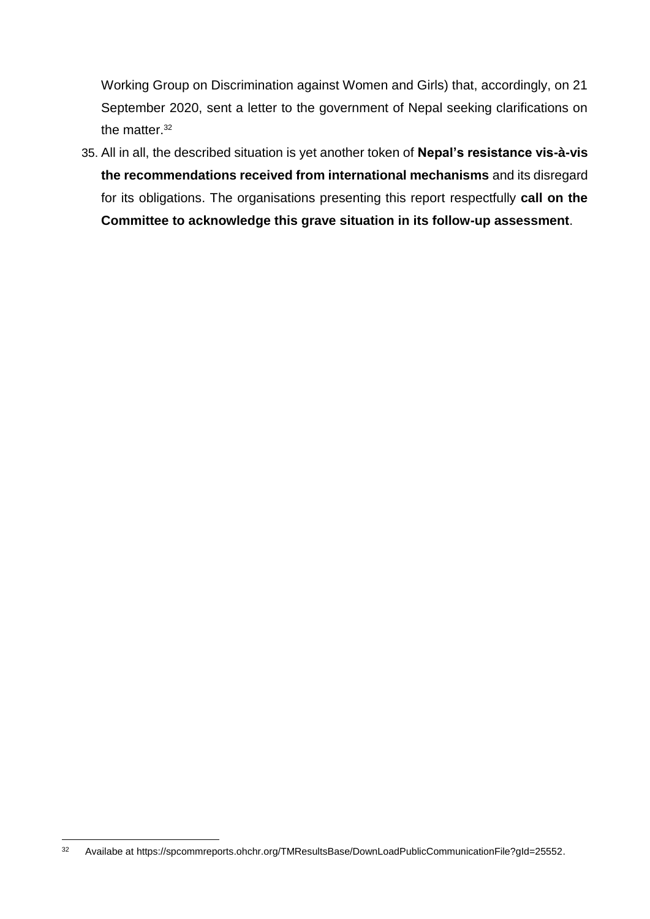Working Group on Discrimination against Women and Girls) that, accordingly, on 21 September 2020, sent a letter to the government of Nepal seeking clarifications on the matter.[32]

35. All in all, the described situation is yet another token of **Nepal's resistance vis-à-vis the recommendations received from international mechanisms** and its disregard for its obligations. The organisations presenting this report respectfully **call on the Committee to acknowledge this grave situation in its follow-up assessment**.

---

[32] Availabe at https://spcommreports.ohchr.org/TMResultsBase/DownLoadPublicCommunicationFile?gId=25552.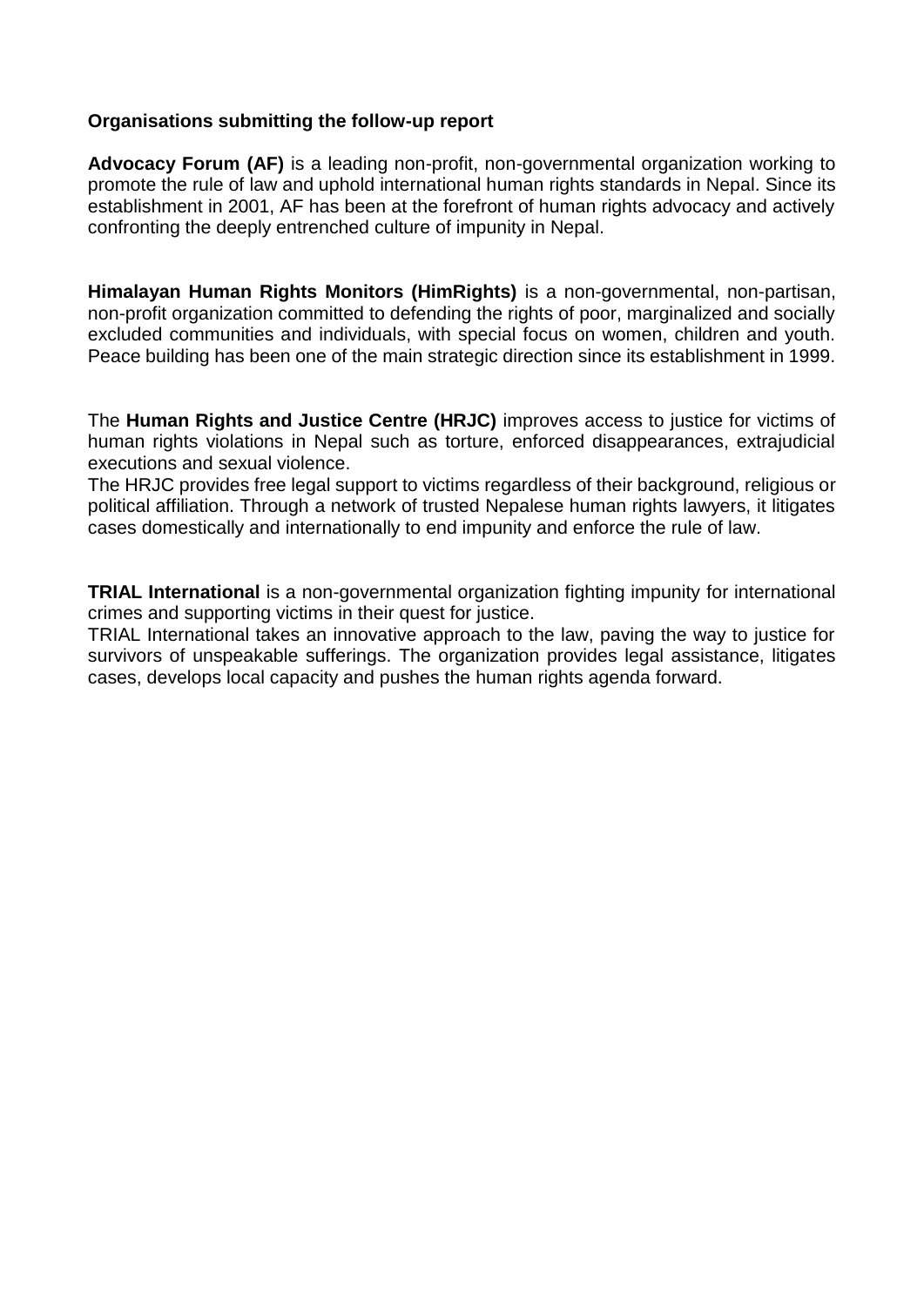**Organisations submitting the follow-up report**

**Advocacy Forum (AF)** is a leading non-profit, non-governmental organization working to promote the rule of law and uphold international human rights standards in Nepal. Since its establishment in 2001, AF has been at the forefront of human rights advocacy and actively confronting the deeply entrenched culture of impunity in Nepal.

**Himalayan Human Rights Monitors (HimRights)** is a non-governmental, non-partisan, non-profit organization committed to defending the rights of poor, marginalized and socially excluded communities and individuals, with special focus on women, children and youth. Peace building has been one of the main strategic direction since its establishment in 1999.

The **Human Rights and Justice Centre (HRJC)** improves access to justice for victims of human rights violations in Nepal such as torture, enforced disappearances, extrajudicial executions and sexual violence.
The HRJC provides free legal support to victims regardless of their background, religious or political affiliation. Through a network of trusted Nepalese human rights lawyers, it litigates cases domestically and internationally to end impunity and enforce the rule of law.

**TRIAL International** is a non-governmental organization fighting impunity for international crimes and supporting victims in their quest for justice.
TRIAL International takes an innovative approach to the law, paving the way to justice for survivors of unspeakable sufferings. The organization provides legal assistance, litigates cases, develops local capacity and pushes the human rights agenda forward.